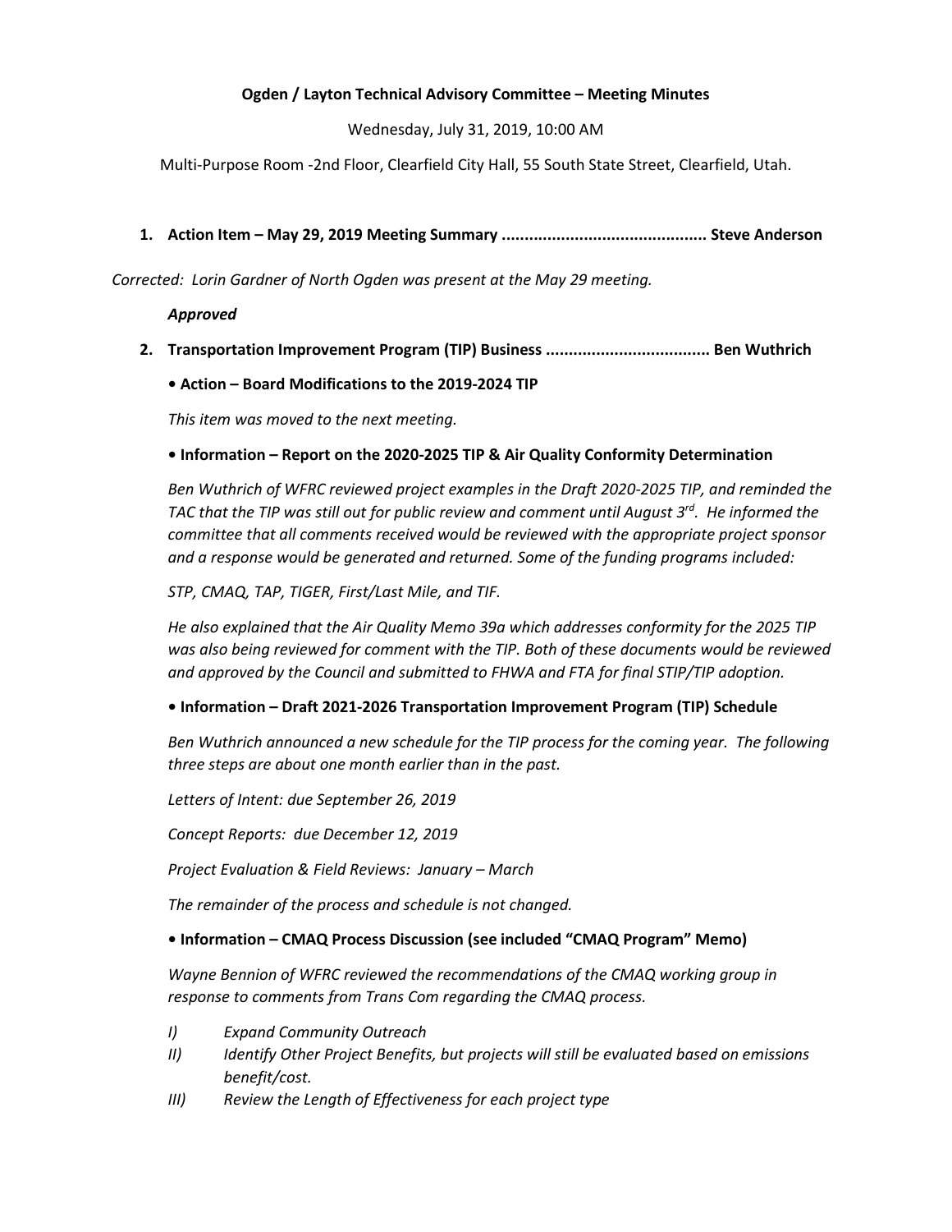**Ogden / Layton Technical Advisory Committee – Meeting Minutes**

Wednesday, July 31, 2019, 10:00 AM

Multi-Purpose Room -2nd Floor, Clearfield City Hall, 55 South State Street, Clearfield, Utah.

1. **Action Item – May 29, 2019 Meeting Summary ............................................ Steve Anderson**

*Corrected: Lorin Gardner of North Ogden was present at the May 29 meeting.*

***Approved***

2. **Transportation Improvement Program (TIP) Business .................................... Ben Wuthrich**

**• Action – Board Modifications to the 2019-2024 TIP**

*This item was moved to the next meeting.*

**• Information – Report on the 2020-2025 TIP & Air Quality Conformity Determination**

*Ben Wuthrich of WFRC reviewed project examples in the Draft 2020-2025 TIP, and reminded the TAC that the TIP was still out for public review and comment until August 3rd. He informed the committee that all comments received would be reviewed with the appropriate project sponsor and a response would be generated and returned. Some of the funding programs included:*

*STP, CMAQ, TAP, TIGER, First/Last Mile, and TIF.*

*He also explained that the Air Quality Memo 39a which addresses conformity for the 2025 TIP was also being reviewed for comment with the TIP. Both of these documents would be reviewed and approved by the Council and submitted to FHWA and FTA for final STIP/TIP adoption.*

**• Information – Draft 2021-2026 Transportation Improvement Program (TIP) Schedule**

*Ben Wuthrich announced a new schedule for the TIP process for the coming year. The following three steps are about one month earlier than in the past.*

*Letters of Intent: due September 26, 2019*

*Concept Reports: due December 12, 2019*

*Project Evaluation & Field Reviews: January – March*

*The remainder of the process and schedule is not changed.*

**• Information – CMAQ Process Discussion (see included "CMAQ Program" Memo)**

*Wayne Bennion of WFRC reviewed the recommendations of the CMAQ working group in response to comments from Trans Com regarding the CMAQ process.*

- *I) Expand Community Outreach*
- *II) Identify Other Project Benefits, but projects will still be evaluated based on emissions benefit/cost.*
- *III) Review the Length of Effectiveness for each project type*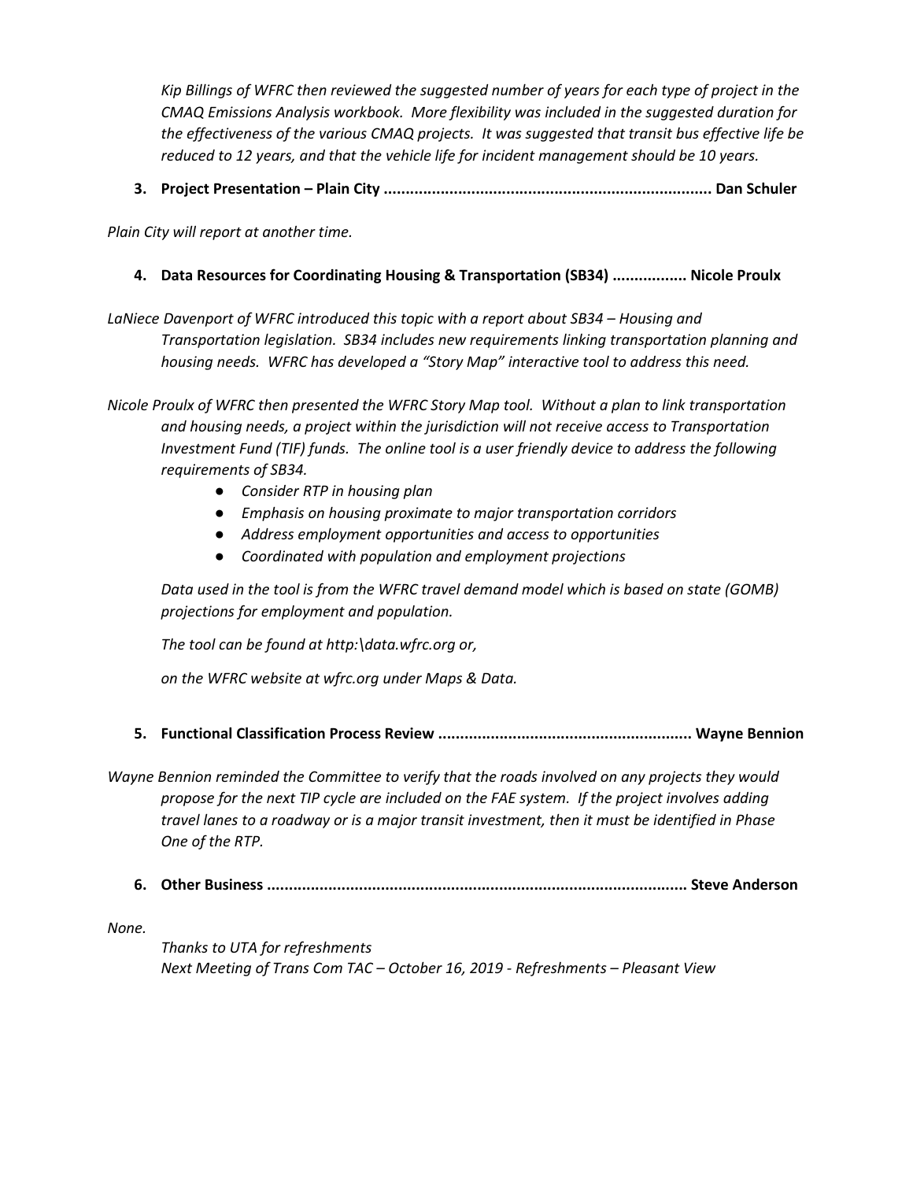*Kip Billings of WFRC then reviewed the suggested number of years for each type of project in the CMAQ Emissions Analysis workbook. More flexibility was included in the suggested duration for the effectiveness of the various CMAQ projects. It was suggested that transit bus effective life be reduced to 12 years, and that the vehicle life for incident management should be 10 years.*

**3. Project Presentation – Plain City .......................................................................... Dan Schuler**

*Plain City will report at another time.*

**4. Data Resources for Coordinating Housing & Transportation (SB34) ................. Nicole Proulx**

*LaNiece Davenport of WFRC introduced this topic with a report about SB34 – Housing and Transportation legislation. SB34 includes new requirements linking transportation planning and housing needs. WFRC has developed a "Story Map" interactive tool to address this need.*

*Nicole Proulx of WFRC then presented the WFRC Story Map tool. Without a plan to link transportation and housing needs, a project within the jurisdiction will not receive access to Transportation Investment Fund (TIF) funds. The online tool is a user friendly device to address the following requirements of SB34.*

- *Consider RTP in housing plan*
- *Emphasis on housing proximate to major transportation corridors*
- *Address employment opportunities and access to opportunities*
- *Coordinated with population and employment projections*

*Data used in the tool is from the WFRC travel demand model which is based on state (GOMB) projections for employment and population.*

*The tool can be found at http:\data.wfrc.org or,*

*on the WFRC website at wfrc.org under Maps & Data.*

**5. Functional Classification Process Review ......................................................... Wayne Bennion**

*Wayne Bennion reminded the Committee to verify that the roads involved on any projects they would propose for the next TIP cycle are included on the FAE system. If the project involves adding travel lanes to a roadway or is a major transit investment, then it must be identified in Phase One of the RTP.*

**6. Other Business ............................................................................................... Steve Anderson**

*None.*

*Thanks to UTA for refreshments*
*Next Meeting of Trans Com TAC – October 16, 2019 - Refreshments – Pleasant View*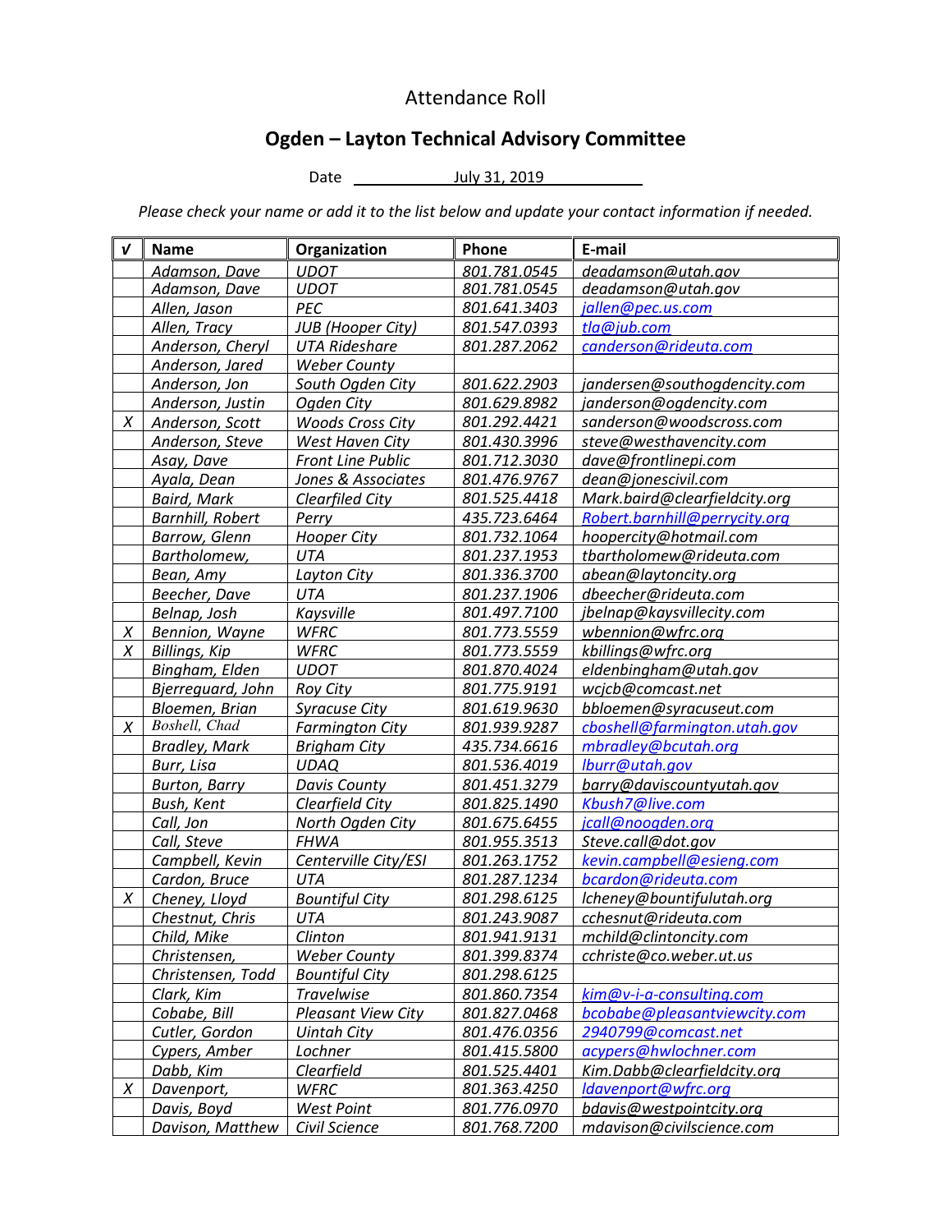Attendance Roll

**Ogden – Layton Technical Advisory Committee**

Date July 31, 2019

*Please check your name or add it to the list below and update your contact information if needed.*

| √ | Name | Organization | Phone | E-mail |
|---|---|---|---|---|
| | Adamson, Dave | UDOT | 801.781.0545 | deadamson@utah.gov |
| | Adamson, Dave | UDOT | 801.781.0545 | deadamson@utah.gov |
| | Allen, Jason | PEC | 801.641.3403 | jallen@pec.us.com |
| | Allen, Tracy | JUB (Hooper City) | 801.547.0393 | tla@jub.com |
| | Anderson, Cheryl | UTA Rideshare | 801.287.2062 | canderson@rideuta.com |
| | Anderson, Jared | Weber County | | |
| | Anderson, Jon | South Ogden City | 801.622.2903 | jandersen@southogdencity.com |
| | Anderson, Justin | Ogden City | 801.629.8982 | janderson@ogdencity.com |
| X | Anderson, Scott | Woods Cross City | 801.292.4421 | sanderson@woodscross.com |
| | Anderson, Steve | West Haven City | 801.430.3996 | steve@westhavencity.com |
| | Asay, Dave | Front Line Public | 801.712.3030 | dave@frontlinepi.com |
| | Ayala, Dean | Jones & Associates | 801.476.9767 | dean@jonescivil.com |
| | Baird, Mark | Clearfiled City | 801.525.4418 | Mark.baird@clearfieldcity.org |
| | Barnhill, Robert | Perry | 435.723.6464 | Robert.barnhill@perrycity.org |
| | Barrow, Glenn | Hooper City | 801.732.1064 | hoopercity@hotmail.com |
| | Bartholomew, | UTA | 801.237.1953 | tbartholomew@rideuta.com |
| | Bean, Amy | Layton City | 801.336.3700 | abean@laytoncity.org |
| | Beecher, Dave | UTA | 801.237.1906 | dbeecher@rideuta.com |
| | Belnap, Josh | Kaysville | 801.497.7100 | jbelnap@kaysvillecity.com |
| X | Bennion, Wayne | WFRC | 801.773.5559 | wbennion@wfrc.org |
| X | Billings, Kip | WFRC | 801.773.5559 | kbillings@wfrc.org |
| | Bingham, Elden | UDOT | 801.870.4024 | eldenbingham@utah.gov |
| | Bjerreguard, John | Roy City | 801.775.9191 | wcjcb@comcast.net |
| | Bloemen, Brian | Syracuse City | 801.619.9630 | bbloemen@syracuseut.com |
| X | Boshell, Chad | Farmington City | 801.939.9287 | cboshell@farmington.utah.gov |
| | Bradley, Mark | Brigham City | 435.734.6616 | mbradley@bcutah.org |
| | Burr, Lisa | UDAQ | 801.536.4019 | lburr@utah.gov |
| | Burton, Barry | Davis County | 801.451.3279 | barry@daviscountyutah.gov |
| | Bush, Kent | Clearfield City | 801.825.1490 | Kbush7@live.com |
| | Call, Jon | North Ogden City | 801.675.6455 | jcall@noogden.org |
| | Call, Steve | FHWA | 801.955.3513 | Steve.call@dot.gov |
| | Campbell, Kevin | Centerville City/ESI | 801.263.1752 | kevin.campbell@esieng.com |
| | Cardon, Bruce | UTA | 801.287.1234 | bcardon@rideuta.com |
| X | Cheney, Lloyd | Bountiful City | 801.298.6125 | lcheney@bountifulutah.org |
| | Chestnut, Chris | UTA | 801.243.9087 | cchesnut@rideuta.com |
| | Child, Mike | Clinton | 801.941.9131 | mchild@clintoncity.com |
| | Christensen, | Weber County | 801.399.8374 | cchriste@co.weber.ut.us |
| | Christensen, Todd | Bountiful City | 801.298.6125 | |
| | Clark, Kim | Travelwise | 801.860.7354 | kim@v-i-a-consulting.com |
| | Cobabe, Bill | Pleasant View City | 801.827.0468 | bcobabe@pleasantviewcity.com |
| | Cutler, Gordon | Uintah City | 801.476.0356 | 2940799@comcast.net |
| | Cypers, Amber | Lochner | 801.415.5800 | acypers@hwlochner.com |
| | Dabb, Kim | Clearfield | 801.525.4401 | Kim.Dabb@clearfieldcity.org |
| X | Davenport, | WFRC | 801.363.4250 | ldavenport@wfrc.org |
| | Davis, Boyd | West Point | 801.776.0970 | bdavis@westpointcity.org |
| | Davison, Matthew | Civil Science | 801.768.7200 | mdavison@civilscience.com |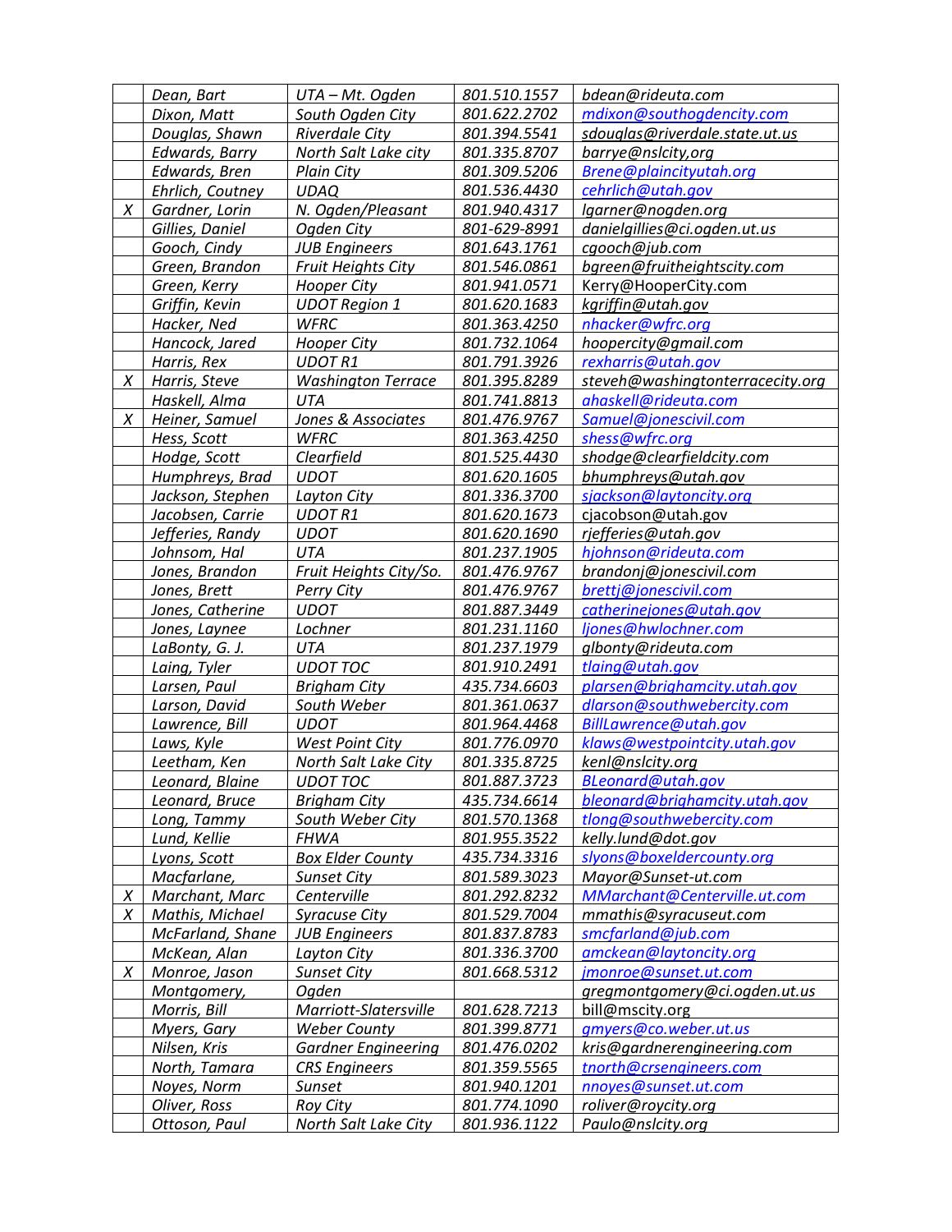| | | | | |
|---|---|---|---|---|
| | Dean, Bart | UTA – Mt. Ogden | 801.510.1557 | bdean@rideuta.com |
| | Dixon, Matt | South Ogden City | 801.622.2702 | mdixon@southogdencity.com |
| | Douglas, Shawn | Riverdale City | 801.394.5541 | sdouglas@riverdale.state.ut.us |
| | Edwards, Barry | North Salt Lake city | 801.335.8707 | barrye@nslcity,org |
| | Edwards, Bren | Plain City | 801.309.5206 | Brene@plaincityutah.org |
| | Ehrlich, Coutney | UDAQ | 801.536.4430 | cehrlich@utah.gov |
| X | Gardner, Lorin | N. Ogden/Pleasant | 801.940.4317 | lgarner@nogden.org |
| | Gillies, Daniel | Ogden City | 801-629-8991 | danielgillies@ci.ogden.ut.us |
| | Gooch, Cindy | JUB Engineers | 801.643.1761 | cgooch@jub.com |
| | Green, Brandon | Fruit Heights City | 801.546.0861 | bgreen@fruitheightscity.com |
| | Green, Kerry | Hooper City | 801.941.0571 | Kerry@HooperCity.com |
| | Griffin, Kevin | UDOT Region 1 | 801.620.1683 | kgriffin@utah.gov |
| | Hacker, Ned | WFRC | 801.363.4250 | nhacker@wfrc.org |
| | Hancock, Jared | Hooper City | 801.732.1064 | hoopercity@gmail.com |
| | Harris, Rex | UDOT R1 | 801.791.3926 | rexharris@utah.gov |
| X | Harris, Steve | Washington Terrace | 801.395.8289 | steveh@washingtonterracecity.org |
| | Haskell, Alma | UTA | 801.741.8813 | ahaskell@rideuta.com |
| X | Heiner, Samuel | Jones & Associates | 801.476.9767 | Samuel@jonescivil.com |
| | Hess, Scott | WFRC | 801.363.4250 | shess@wfrc.org |
| | Hodge, Scott | Clearfield | 801.525.4430 | shodge@clearfieldcity.com |
| | Humphreys, Brad | UDOT | 801.620.1605 | bhumphreys@utah.gov |
| | Jackson, Stephen | Layton City | 801.336.3700 | sjackson@laytoncity.org |
| | Jacobsen, Carrie | UDOT R1 | 801.620.1673 | cjacobson@utah.gov |
| | Jefferies, Randy | UDOT | 801.620.1690 | rjefferies@utah.gov |
| | Johnsom, Hal | UTA | 801.237.1905 | hjohnson@rideuta.com |
| | Jones, Brandon | Fruit Heights City/So. | 801.476.9767 | brandonj@jonescivil.com |
| | Jones, Brett | Perry City | 801.476.9767 | brettj@jonescivil.com |
| | Jones, Catherine | UDOT | 801.887.3449 | catherinejones@utah.gov |
| | Jones, Laynee | Lochner | 801.231.1160 | ljones@hwlochner.com |
| | LaBonty, G. J. | UTA | 801.237.1979 | glbonty@rideuta.com |
| | Laing, Tyler | UDOT TOC | 801.910.2491 | tlaing@utah.gov |
| | Larsen, Paul | Brigham City | 435.734.6603 | plarsen@brighamcity.utah.gov |
| | Larson, David | South Weber | 801.361.0637 | dlarson@southwebercity.com |
| | Lawrence, Bill | UDOT | 801.964.4468 | BillLawrence@utah.gov |
| | Laws, Kyle | West Point City | 801.776.0970 | klaws@westpointcity.utah.gov |
| | Leetham, Ken | North Salt Lake City | 801.335.8725 | kenl@nslcity.org |
| | Leonard, Blaine | UDOT TOC | 801.887.3723 | BLeonard@utah.gov |
| | Leonard, Bruce | Brigham City | 435.734.6614 | bleonard@brighamcity.utah.gov |
| | Long, Tammy | South Weber City | 801.570.1368 | tlong@southwebercity.com |
| | Lund, Kellie | FHWA | 801.955.3522 | kelly.lund@dot.gov |
| | Lyons, Scott | Box Elder County | 435.734.3316 | slyons@boxeldercounty.org |
| | Macfarlane, | Sunset City | 801.589.3023 | Mayor@Sunset-ut.com |
| X | Marchant, Marc | Centerville | 801.292.8232 | MMarchant@Centerville.ut.com |
| X | Mathis, Michael | Syracuse City | 801.529.7004 | mmathis@syracuseut.com |
| | McFarland, Shane | JUB Engineers | 801.837.8783 | smcfarland@jub.com |
| | McKean, Alan | Layton City | 801.336.3700 | amckean@laytoncity.org |
| X | Monroe, Jason | Sunset City | 801.668.5312 | jmonroe@sunset.ut.com |
| | Montgomery, | Ogden | | gregmontgomery@ci.ogden.ut.us |
| | Morris, Bill | Marriott-Slatersville | 801.628.7213 | bill@mscity.org |
| | Myers, Gary | Weber County | 801.399.8771 | gmyers@co.weber.ut.us |
| | Nilsen, Kris | Gardner Engineering | 801.476.0202 | kris@gardnerengineering.com |
| | North, Tamara | CRS Engineers | 801.359.5565 | tnorth@crsengineers.com |
| | Noyes, Norm | Sunset | 801.940.1201 | nnoyes@sunset.ut.com |
| | Oliver, Ross | Roy City | 801.774.1090 | roliver@roycity.org |
| | Ottoson, Paul | North Salt Lake City | 801.936.1122 | Paulo@nslcity.org |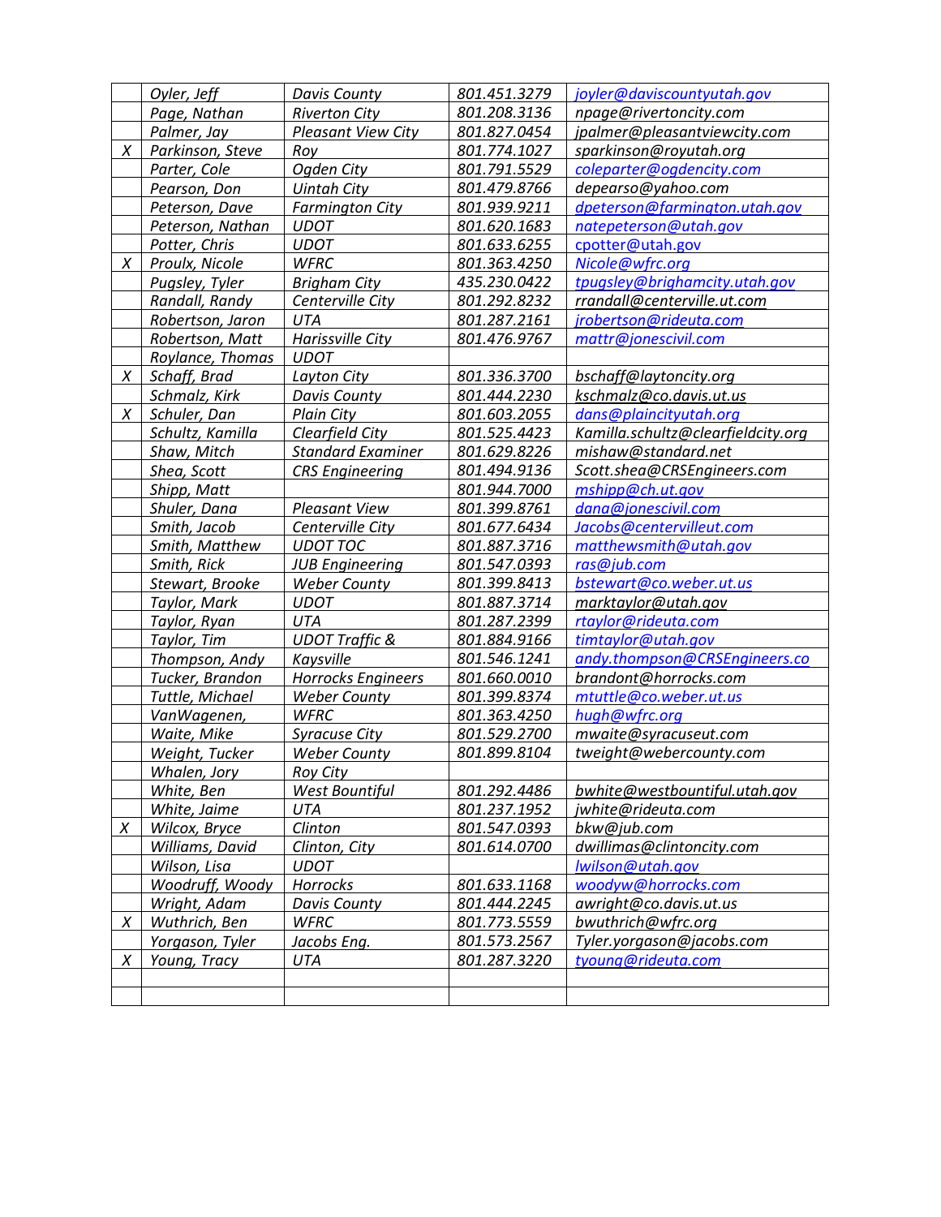| | | | | |
|---|---|---|---|---|
| | Oyler, Jeff | Davis County | 801.451.3279 | joyler@daviscountyutah.gov |
| | Page, Nathan | Riverton City | 801.208.3136 | npage@rivertoncity.com |
| | Palmer, Jay | Pleasant View City | 801.827.0454 | jpalmer@pleasantviewcity.com |
| X | Parkinson, Steve | Roy | 801.774.1027 | sparkinson@royutah.org |
| | Parter, Cole | Ogden City | 801.791.5529 | coleparter@ogdencity.com |
| | Pearson, Don | Uintah City | 801.479.8766 | depearso@yahoo.com |
| | Peterson, Dave | Farmington City | 801.939.9211 | dpeterson@farmington.utah.gov |
| | Peterson, Nathan | UDOT | 801.620.1683 | natepeterson@utah.gov |
| | Potter, Chris | UDOT | 801.633.6255 | cpotter@utah.gov |
| X | Proulx, Nicole | WFRC | 801.363.4250 | Nicole@wfrc.org |
| | Pugsley, Tyler | Brigham City | 435.230.0422 | tpugsley@brighamcity.utah.gov |
| | Randall, Randy | Centerville City | 801.292.8232 | rrandall@centerville.ut.com |
| | Robertson, Jaron | UTA | 801.287.2161 | jrobertson@rideuta.com |
| | Robertson, Matt | Harissville City | 801.476.9767 | mattr@jonescivil.com |
| | Roylance, Thomas | UDOT | | |
| X | Schaff, Brad | Layton City | 801.336.3700 | bschaff@laytoncity.org |
| | Schmalz, Kirk | Davis County | 801.444.2230 | kschmalz@co.davis.ut.us |
| X | Schuler, Dan | Plain City | 801.603.2055 | dans@plaincityutah.org |
| | Schultz, Kamilla | Clearfield City | 801.525.4423 | Kamilla.schultz@clearfieldcity.org |
| | Shaw, Mitch | Standard Examiner | 801.629.8226 | mishaw@standard.net |
| | Shea, Scott | CRS Engineering | 801.494.9136 | Scott.shea@CRSEngineers.com |
| | Shipp, Matt | | 801.944.7000 | mshipp@ch.ut.gov |
| | Shuler, Dana | Pleasant View | 801.399.8761 | dana@jonescivil.com |
| | Smith, Jacob | Centerville City | 801.677.6434 | Jacobs@centervilleut.com |
| | Smith, Matthew | UDOT TOC | 801.887.3716 | matthewsmith@utah.gov |
| | Smith, Rick | JUB Engineering | 801.547.0393 | ras@jub.com |
| | Stewart, Brooke | Weber County | 801.399.8413 | bstewart@co.weber.ut.us |
| | Taylor, Mark | UDOT | 801.887.3714 | marktaylor@utah.gov |
| | Taylor, Ryan | UTA | 801.287.2399 | rtaylor@rideuta.com |
| | Taylor, Tim | UDOT Traffic & | 801.884.9166 | timtaylor@utah.gov |
| | Thompson, Andy | Kaysville | 801.546.1241 | andy.thompson@CRSEngineers.co |
| | Tucker, Brandon | Horrocks Engineers | 801.660.0010 | brandont@horrocks.com |
| | Tuttle, Michael | Weber County | 801.399.8374 | mtuttle@co.weber.ut.us |
| | VanWagenen, | WFRC | 801.363.4250 | hugh@wfrc.org |
| | Waite, Mike | Syracuse City | 801.529.2700 | mwaite@syracuseut.com |
| | Weight, Tucker | Weber County | 801.899.8104 | tweight@webercounty.com |
| | Whalen, Jory | Roy City | | |
| | White, Ben | West Bountiful | 801.292.4486 | bwhite@westbountiful.utah.gov |
| | White, Jaime | UTA | 801.237.1952 | jwhite@rideuta.com |
| X | Wilcox, Bryce | Clinton | 801.547.0393 | bkw@jub.com |
| | Williams, David | Clinton, City | 801.614.0700 | dwillimas@clintoncity.com |
| | Wilson, Lisa | UDOT | | lwilson@utah.gov |
| | Woodruff, Woody | Horrocks | 801.633.1168 | woodyw@horrocks.com |
| | Wright, Adam | Davis County | 801.444.2245 | awright@co.davis.ut.us |
| X | Wuthrich, Ben | WFRC | 801.773.5559 | bwuthrich@wfrc.org |
| | Yorgason, Tyler | Jacobs Eng. | 801.573.2567 | Tyler.yorgason@jacobs.com |
| X | Young, Tracy | UTA | 801.287.3220 | tyoung@rideuta.com |
| | | | | |
| | | | | |